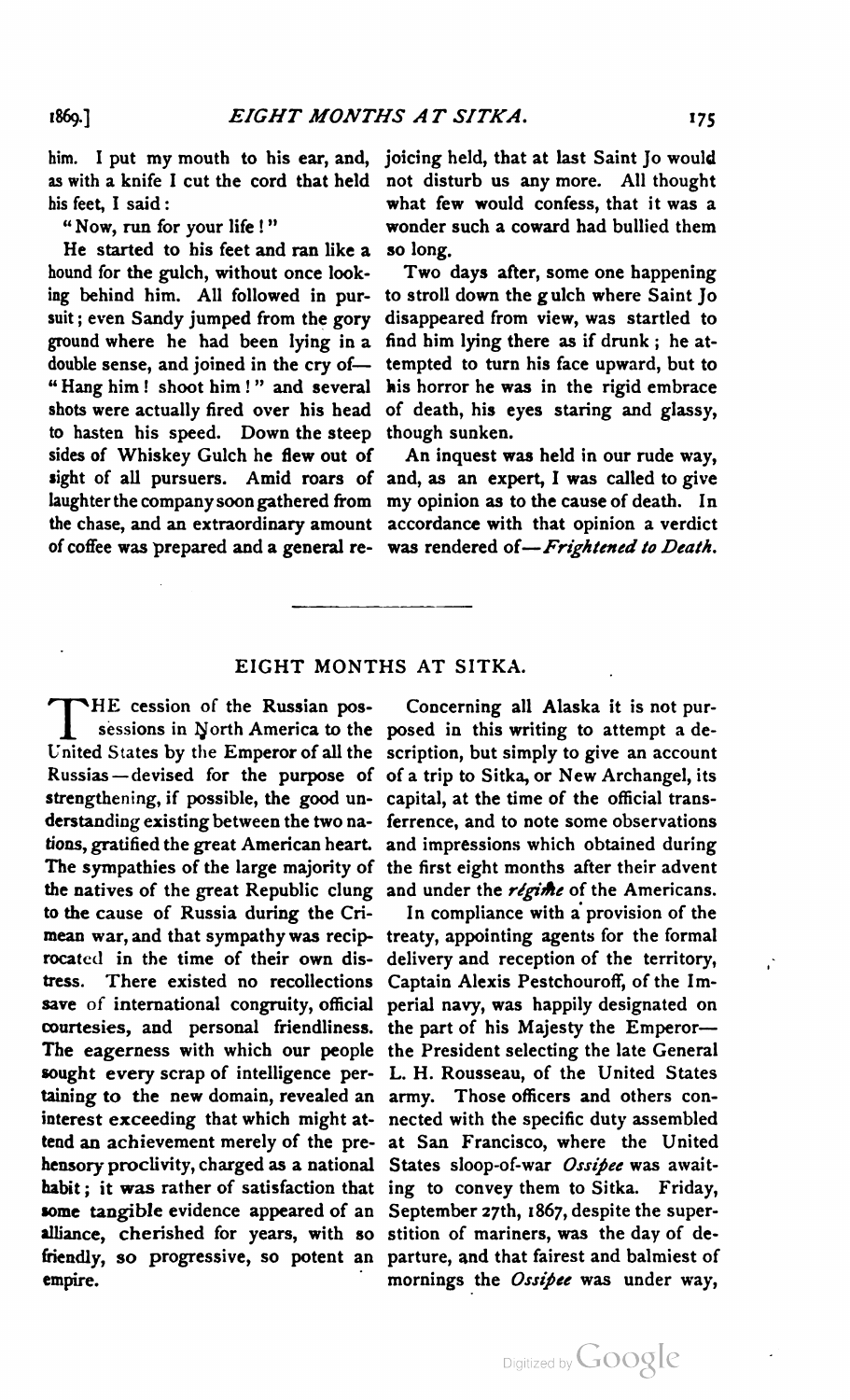him. I put my mouth to his ear, and, as with a knife I cut the cord that held his feet, I said:

"Now, run for your life!"

He started to his feet and ran like a hound for the gulch, without once looking behind him. All followed in pursuit; even Sandy jumped from the gory ground where he had been lying in a double sense, and joined in the cry of—"Hang him! shoot him!" and several shots were actually fired over his head to hasten his speed. Down the steep sides of Whiskey Gulch he flew out of sight of all pursuers. Amid roars of laughter the company soon gathered from the chase, and an extraordinary amount of coffee was prepared and a general rejoicing held, that at last Saint Jo would not disturb us any more. All thought what few would confess, that it was a wonder such a coward had bullied them so long.

Two days after, some one happening to stroll down the gulch where Saint Jo disappeared from view, was startled to find him lying there as if drunk; he attempted to turn his face upward, but to his horror he was in the rigid embrace of death, his eyes staring and glassy, though sunken.

An inquest was held in our rude way, and, as an expert, I was called to give my opinion as to the cause of death. In accordance with that opinion a verdict was rendered of—*Frightened to Death.*

---

## EIGHT MONTHS AT SITKA.

The cession of the Russian possessions in North America to the United States by the Emperor of all the Russias—devised for the purpose of strengthening, if possible, the good understanding existing between the two nations, gratified the great American heart. The sympathies of the large majority of the natives of the great Republic clung to the cause of Russia during the Crimean war, and that sympathy was reciprocated in the time of their own distress. There existed no recollections save of international congruity, official courtesies, and personal friendliness. The eagerness with which our people sought every scrap of intelligence pertaining to the new domain, revealed an interest exceeding that which might attend an achievement merely of the prehensory proclivity, charged as a national habit; it was rather of satisfaction that some tangible evidence appeared of an alliance, cherished for years, with so friendly, so progressive, so potent an empire.

Concerning all Alaska it is not purposed in this writing to attempt a description, but simply to give an account of a trip to Sitka, or New Archangel, its capital, at the time of the official transference, and to note some observations and impressions which obtained during the first eight months after their advent and under the *régime* of the Americans.

In compliance with a provision of the treaty, appointing agents for the formal delivery and reception of the territory, Captain Alexis Pestchouroff, of the Imperial navy, was happily designated on the part of his Majesty the Emperor—the President selecting the late General L. H. Rousseau, of the United States army. Those officers and others connected with the specific duty assembled at San Francisco, where the United States sloop-of-war *Ossipee* was awaiting to convey them to Sitka. Friday, September 27th, 1867, despite the superstition of mariners, was the day of departure, and that fairest and balmiest of mornings the *Ossipee* was under way,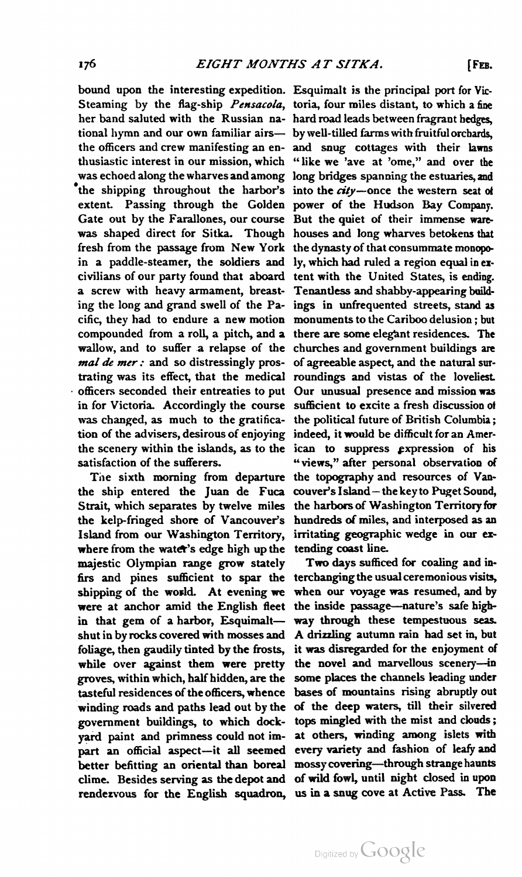bound upon the interesting expedition. Steaming by the flag-ship *Pensacola*, her band saluted with the Russian national hymn and our own familiar airs—the officers and crew manifesting an enthusiastic interest in our mission, which was echoed along the wharves and among the shipping throughout the harbor's extent. Passing through the Golden Gate out by the Farallones, our course was shaped direct for Sitka. Though fresh from the passage from New York in a paddle-steamer, the soldiers and civilians of our party found that aboard a screw with heavy armament, breasting the long and grand swell of the Pacific, they had to endure a new motion compounded from a roll, a pitch, and a wallow, and to suffer a relapse of the *mal de mer:* and so distressingly prostrating was its effect, that the medical officers seconded their entreaties to put in for Victoria. Accordingly the course was changed, as much to the gratification of the advisers, desirous of enjoying the scenery within the islands, as to the satisfaction of the sufferers.

The sixth morning from departure the ship entered the Juan de Fuca Strait, which separates by twelve miles the kelp-fringed shore of Vancouver's Island from our Washington Territory, where from the water's edge high up the majestic Olympian range grow stately firs and pines sufficient to spar the shipping of the world. At evening we were at anchor amid the English fleet in that gem of a harbor, Esquimalt—shut in by rocks covered with mosses and foliage, then gaudily tinted by the frosts, while over against them were pretty groves, within which, half hidden, are the tasteful residences of the officers, whence winding roads and paths lead out by the government buildings, to which dock-yard paint and primness could not impart an official aspect—it all seemed better befitting an oriental than boreal clime. Besides serving as the depot and rendezvous for the English squadron, Esquimalt is the principal port for Victoria, four miles distant, to which a fine hard road leads between fragrant hedges, by well-tilled farms with fruitful orchards, and snug cottages with their lawns "like we 'ave at 'ome," and over the long bridges spanning the estuaries, and into the *city*—once the western seat of power of the Hudson Bay Company. But the quiet of their immense warehouses and long wharves betokens that the dynasty of that consummate monopoly, which had ruled a region equal in extent with the United States, is ending. Tenantless and shabby-appearing buildings in unfrequented streets, stand as monuments to the Cariboo delusion; but there are some elegant residences. The churches and government buildings are of agreeable aspect, and the natural surroundings and vistas of the loveliest. Our unusual presence and mission was sufficient to excite a fresh discussion of the political future of British Columbia; indeed, it would be difficult for an American to suppress expression of his "views," after personal observation of the topography and resources of Vancouver's Island—the key to Puget Sound, the harbors of Washington Territory for hundreds of miles, and interposed as an irritating geographic wedge in our extending coast line.

Two days sufficed for coaling and interchanging the usual ceremonious visits, when our voyage was resumed, and by the inside passage—nature's safe highway through these tempestuous seas. A drizzling autumn rain had set in, but it was disregarded for the enjoyment of the novel and marvellous scenery—in some places the channels leading under bases of mountains rising abruptly out of the deep waters, till their silvered tops mingled with the mist and clouds; at others, winding among islets with every variety and fashion of leafy and mossy covering—through strange haunts of wild fowl, until night closed in upon us in a snug cove at Active Pass. The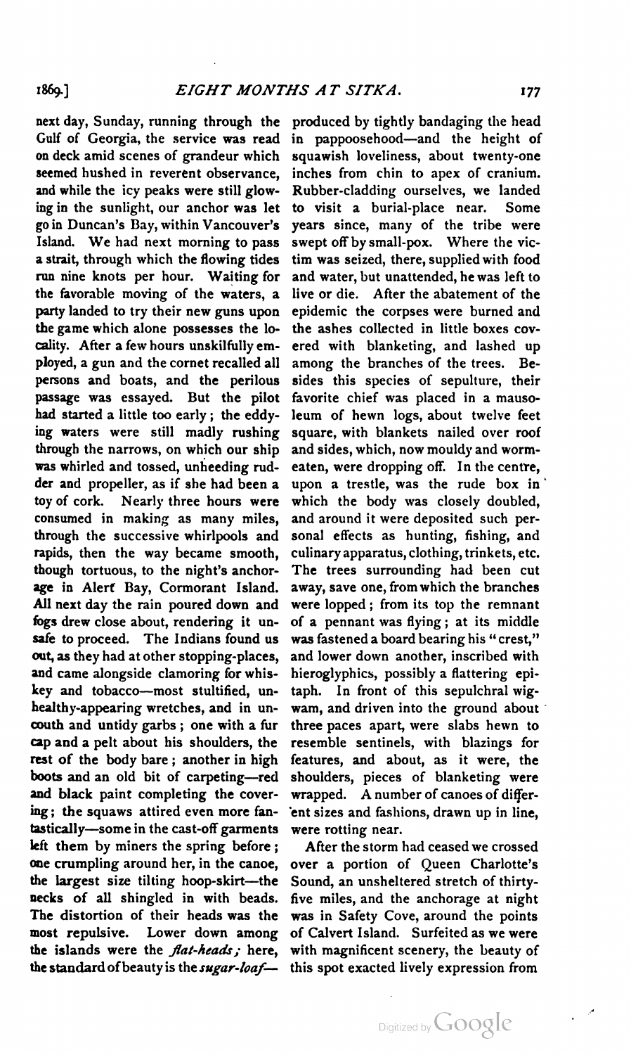next day, Sunday, running through the Gulf of Georgia, the service was read on deck amid scenes of grandeur which seemed hushed in reverent observance, and while the icy peaks were still glowing in the sunlight, our anchor was let go in Duncan's Bay, within Vancouver's Island. We had next morning to pass a strait, through which the flowing tides run nine knots per hour. Waiting for the favorable moving of the waters, a party landed to try their new guns upon the game which alone possesses the locality. After a few hours unskilfully employed, a gun and the cornet recalled all persons and boats, and the perilous passage was essayed. But the pilot had started a little too early; the eddying waters were still madly rushing through the narrows, on which our ship was whirled and tossed, unheeding rudder and propeller, as if she had been a toy of cork. Nearly three hours were consumed in making as many miles, through the successive whirlpools and rapids, then the way became smooth, though tortuous, to the night's anchorage in Alert Bay, Cormorant Island. All next day the rain poured down and fogs drew close about, rendering it unsafe to proceed. The Indians found us out, as they had at other stopping-places, and came alongside clamoring for whiskey and tobacco—most stultified, unhealthy-appearing wretches, and in uncouth and untidy garbs; one with a fur cap and a pelt about his shoulders, the rest of the body bare; another in high boots and an old bit of carpeting—red and black paint completing the covering; the squaws attired even more fantastically—some in the cast-off garments left them by miners the spring before; one crumpling around her, in the canoe, the largest size tilting hoop-skirt—the necks of all shingled in with beads. The distortion of their heads was the most repulsive. Lower down among the islands were the *flat-heads;* here, the standard of beauty is the *sugar-loaf*—produced by tightly bandaging the head in pappoosehood—and the height of squawish loveliness, about twenty-one inches from chin to apex of cranium. Rubber-cladding ourselves, we landed to visit a burial-place near. Some years since, many of the tribe were swept off by small-pox. Where the victim was seized, there, supplied with food and water, but unattended, he was left to live or die. After the abatement of the epidemic the corpses were burned and the ashes collected in little boxes covered with blanketing, and lashed up among the branches of the trees. Besides this species of sepulture, their favorite chief was placed in a mausoleum of hewn logs, about twelve feet square, with blankets nailed over roof and sides, which, now mouldy and worm-eaten, were dropping off. In the centre, upon a trestle, was the rude box in which the body was closely doubled, and around it were deposited such personal effects as hunting, fishing, and culinary apparatus, clothing, trinkets, etc. The trees surrounding had been cut away, save one, from which the branches were lopped; from its top the remnant of a pennant was flying; at its middle was fastened a board bearing his "crest," and lower down another, inscribed with hieroglyphics, possibly a flattering epitaph. In front of this sepulchral wigwam, and driven into the ground about three paces apart, were slabs hewn to resemble sentinels, with blazings for features, and about, as it were, the shoulders, pieces of blanketing were wrapped. A number of canoes of different sizes and fashions, drawn up in line, were rotting near.

After the storm had ceased we crossed over a portion of Queen Charlotte's Sound, an unsheltered stretch of thirty-five miles, and the anchorage at night was in Safety Cove, around the points of Calvert Island. Surfeited as we were with magnificent scenery, the beauty of this spot exacted lively expression from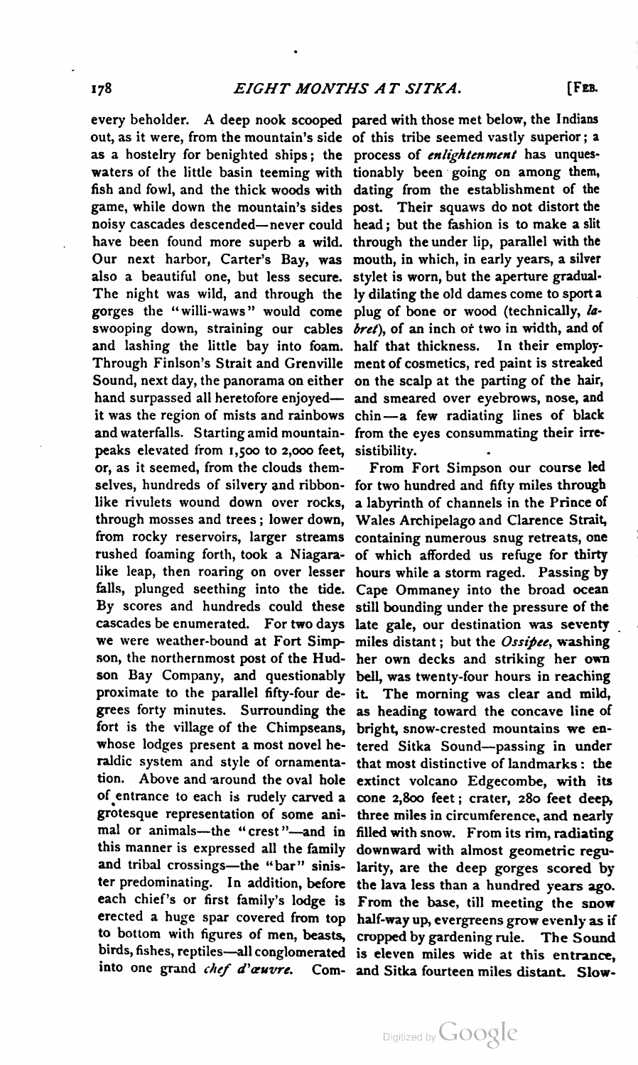every beholder. A deep nook scooped out, as it were, from the mountain's side as a hostelry for benighted ships; the waters of the little basin teeming with fish and fowl, and the thick woods with game, while down the mountain's sides noisy cascades descended—never could have been found more superb a wild. Our next harbor, Carter's Bay, was also a beautiful one, but less secure. The night was wild, and through the gorges the "willi-waws" would come swooping down, straining our cables and lashing the little bay into foam. Through Finlson's Strait and Grenville Sound, next day, the panorama on either hand surpassed all heretofore enjoyed—it was the region of mists and rainbows and waterfalls. Starting amid mountain-peaks elevated from 1,500 to 2,000 feet, or, as it seemed, from the clouds themselves, hundreds of silvery and ribbon-like rivulets wound down over rocks, through mosses and trees; lower down, from rocky reservoirs, larger streams rushed foaming forth, took a Niagara-like leap, then roaring on over lesser falls, plunged seething into the tide. By scores and hundreds could these cascades be enumerated. For two days we were weather-bound at Fort Simpson, the northernmost post of the Hudson Bay Company, and questionably proximate to the parallel fifty-four degrees forty minutes. Surrounding the fort is the village of the Chimpseans, whose lodges present a most novel heraldic system and style of ornamentation. Above and around the oval hole of entrance to each is rudely carved a grotesque representation of some animal or animals—the "crest"—and in this manner is expressed all the family and tribal crossings—the "bar" sinister predominating. In addition, before each chief's or first family's lodge is erected a huge spar covered from top to bottom with figures of men, beasts, birds, fishes, reptiles—all conglomerated into one grand *chef d'œuvre*. Compared with those met below, the Indians of this tribe seemed vastly superior; a process of *enlightenment* has unquestionably been going on among them, dating from the establishment of the post. Their squaws do not distort the head; but the fashion is to make a slit through the under lip, parallel with the mouth, in which, in early years, a silver stylet is worn, but the aperture gradually dilating the old dames come to sport a plug of bone or wood (technically, *labret*), of an inch or two in width, and of half that thickness. In their employment of cosmetics, red paint is streaked on the scalp at the parting of the hair, and smeared over eyebrows, nose, and chin—a few radiating lines of black from the eyes consummating their irresistibility.

From Fort Simpson our course led for two hundred and fifty miles through a labyrinth of channels in the Prince of Wales Archipelago and Clarence Strait, containing numerous snug retreats, one of which afforded us refuge for thirty hours while a storm raged. Passing by Cape Ommaney into the broad ocean still bounding under the pressure of the late gale, our destination was seventy miles distant; but the *Ossipee*, washing her own decks and striking her own bell, was twenty-four hours in reaching it. The morning was clear and mild, as heading toward the concave line of bright, snow-crested mountains we entered Sitka Sound—passing in under that most distinctive of landmarks: the extinct volcano Edgecombe, with its cone 2,800 feet; crater, 280 feet deep, three miles in circumference, and nearly filled with snow. From its rim, radiating downward with almost geometric regularity, are the deep gorges scored by the lava less than a hundred years ago. From the base, till meeting the snow half-way up, evergreens grow evenly as if cropped by gardening rule. The Sound is eleven miles wide at this entrance, and Sitka fourteen miles distant. Slow-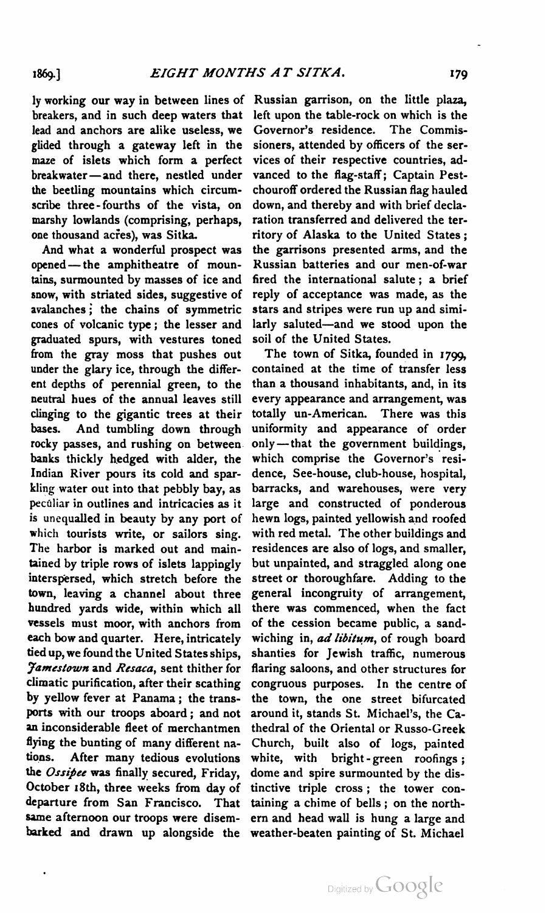ly working our way in between lines of breakers, and in such deep waters that lead and anchors are alike useless, we glided through a gateway left in the maze of islets which form a perfect breakwater—and there, nestled under the beetling mountains which circumscribe three-fourths of the vista, on marshy lowlands (comprising, perhaps, one thousand acres), was Sitka.

And what a wonderful prospect was opened—the amphitheatre of mountains, surmounted by masses of ice and snow, with striated sides, suggestive of avalanches; the chains of symmetric cones of volcanic type; the lesser and graduated spurs, with vestures toned from the gray moss that pushes out under the glary ice, through the different depths of perennial green, to the neutral hues of the annual leaves still clinging to the gigantic trees at their bases. And tumbling down through rocky passes, and rushing on between banks thickly hedged with alder, the Indian River pours its cold and sparkling water out into that pebbly bay, as peculiar in outlines and intricacies as it is unequalled in beauty by any port of which tourists write, or sailors sing. The harbor is marked out and maintained by triple rows of islets lappingly interspersed, which stretch before the town, leaving a channel about three hundred yards wide, within which all vessels must moor, with anchors from each bow and quarter. Here, intricately tied up, we found the United States ships, *Jamestown* and *Resaca*, sent thither for climatic purification, after their scathing by yellow fever at Panama; the transports with our troops aboard; and not an inconsiderable fleet of merchantmen flying the bunting of many different nations. After many tedious evolutions the *Ossipee* was finally secured, Friday, October 18th, three weeks from day of departure from San Francisco. That same afternoon our troops were disembarked and drawn up alongside the Russian garrison, on the little plaza, left upon the table-rock on which is the Governor's residence. The Commissioners, attended by officers of the services of their respective countries, advanced to the flag-staff; Captain Pestchouroff ordered the Russian flag hauled down, and thereby and with brief declaration transferred and delivered the territory of Alaska to the United States; the garrisons presented arms, and the Russian batteries and our men-of-war fired the international salute; a brief reply of acceptance was made, as the stars and stripes were run up and similarly saluted—and we stood upon the soil of the United States.

The town of Sitka, founded in 1799, contained at the time of transfer less than a thousand inhabitants, and, in its every appearance and arrangement, was totally un-American. There was this uniformity and appearance of order only—that the government buildings, which comprise the Governor's residence, See-house, club-house, hospital, barracks, and warehouses, were very large and constructed of ponderous hewn logs, painted yellowish and roofed with red metal. The other buildings and residences are also of logs, and smaller, but unpainted, and straggled along one street or thoroughfare. Adding to the general incongruity of arrangement, there was commenced, when the fact of the cession became public, a sandwiching in, *ad libitum*, of rough board shanties for Jewish traffic, numerous flaring saloons, and other structures for congruous purposes. In the centre of the town, the one street bifurcated around it, stands St. Michael's, the Cathedral of the Oriental or Russo-Greek Church, built also of logs, painted white, with bright-green roofings; dome and spire surmounted by the distinctive triple cross; the tower containing a chime of bells; on the northern and head wall is hung a large and weather-beaten painting of St. Michael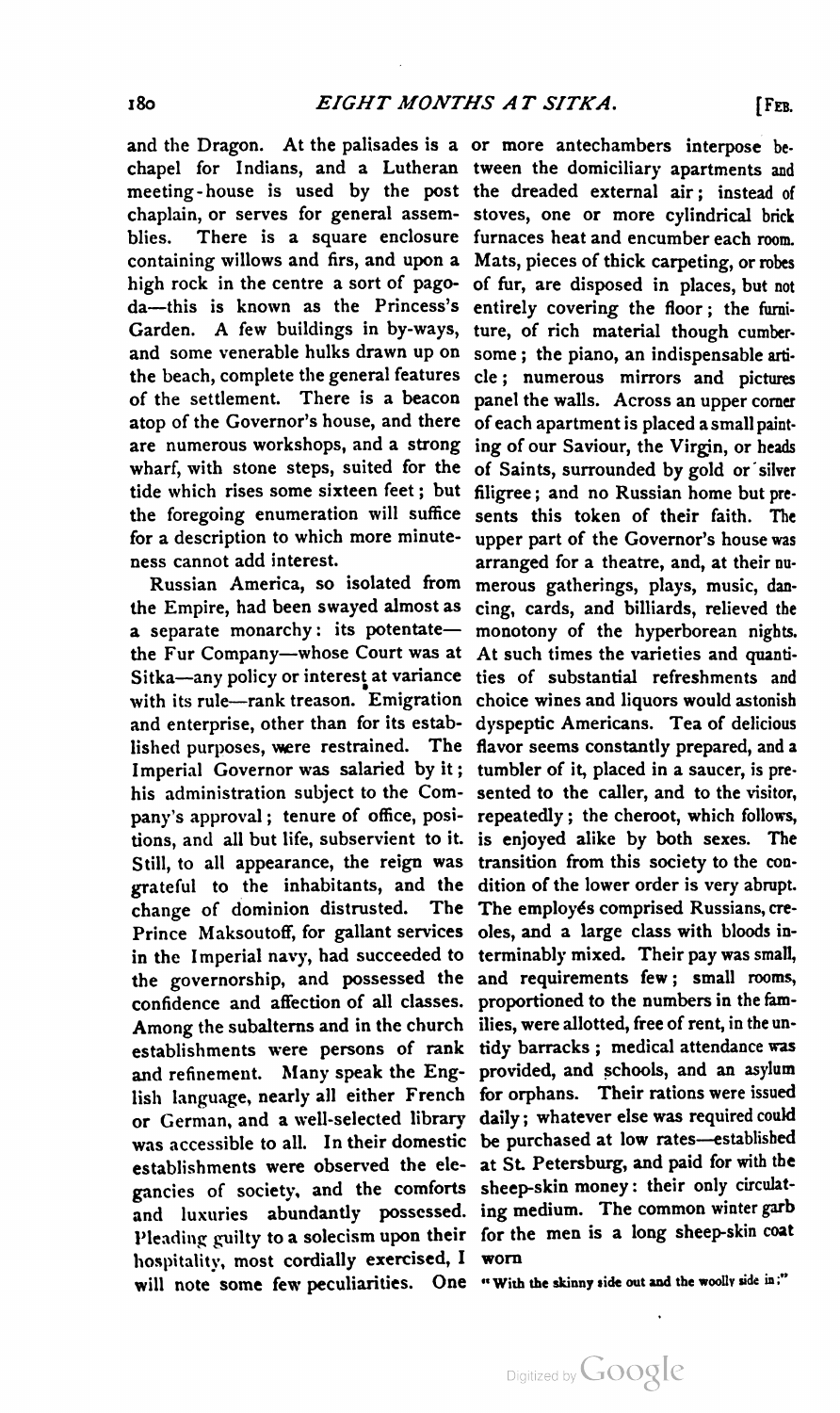and the Dragon. At the palisades is a chapel for Indians, and a Lutheran meeting-house is used by the post chaplain, or serves for general assemblies. There is a square enclosure containing willows and firs, and upon a high rock in the centre a sort of pagoda—this is known as the Princess's Garden. A few buildings in by-ways, and some venerable hulks drawn up on the beach, complete the general features of the settlement. There is a beacon atop of the Governor's house, and there are numerous workshops, and a strong wharf, with stone steps, suited for the tide which rises some sixteen feet; but the foregoing enumeration will suffice for a description to which more minuteness cannot add interest.

Russian America, so isolated from the Empire, had been swayed almost as a separate monarchy: its potentate—the Fur Company—whose Court was at Sitka—any policy or interest at variance with its rule—rank treason. Emigration and enterprise, other than for its established purposes, were restrained. The Imperial Governor was salaried by it; his administration subject to the Company's approval; tenure of office, positions, and all but life, subservient to it. Still, to all appearance, the reign was grateful to the inhabitants, and the change of dominion distrusted. The Prince Maksoutoff, for gallant services in the Imperial navy, had succeeded to the governorship, and possessed the confidence and affection of all classes. Among the subalterns and in the church establishments were persons of rank and refinement. Many speak the English language, nearly all either French or German, and a well-selected library was accessible to all. In their domestic establishments were observed the elegancies of society, and the comforts and luxuries abundantly possessed. Pleading guilty to a solecism upon their hospitality, most cordially exercised, I will note some few peculiarities. One or more antechambers interpose between the domiciliary apartments and the dreaded external air; instead of stoves, one or more cylindrical brick furnaces heat and encumber each room. Mats, pieces of thick carpeting, or robes of fur, are disposed in places, but not entirely covering the floor; the furniture, of rich material though cumbersome; the piano, an indispensable article; numerous mirrors and pictures panel the walls. Across an upper corner of each apartment is placed a small painting of our Saviour, the Virgin, or heads of Saints, surrounded by gold or silver filigree; and no Russian home but presents this token of their faith. The upper part of the Governor's house was arranged for a theatre, and, at their numerous gatherings, plays, music, dancing, cards, and billiards, relieved the monotony of the hyperborean nights. At such times the varieties and quantities of substantial refreshments and choice wines and liquors would astonish dyspeptic Americans. Tea of delicious flavor seems constantly prepared, and a tumbler of it, placed in a saucer, is presented to the caller, and to the visitor, repeatedly; the cheroot, which follows, is enjoyed alike by both sexes. The transition from this society to the condition of the lower order is very abrupt. The employés comprised Russians, creoles, and a large class with bloods interminably mixed. Their pay was small, and requirements few; small rooms, proportioned to the numbers in the families, were allotted, free of rent, in the untidy barracks; medical attendance was provided, and schools, and an asylum for orphans. Their rations were issued daily; whatever else was required could be purchased at low rates—established at St. Petersburg, and paid for with the sheep-skin money: their only circulating medium. The common winter garb for the men is a long sheep-skin coat worn

"With the skinny side out and the woolly side in;"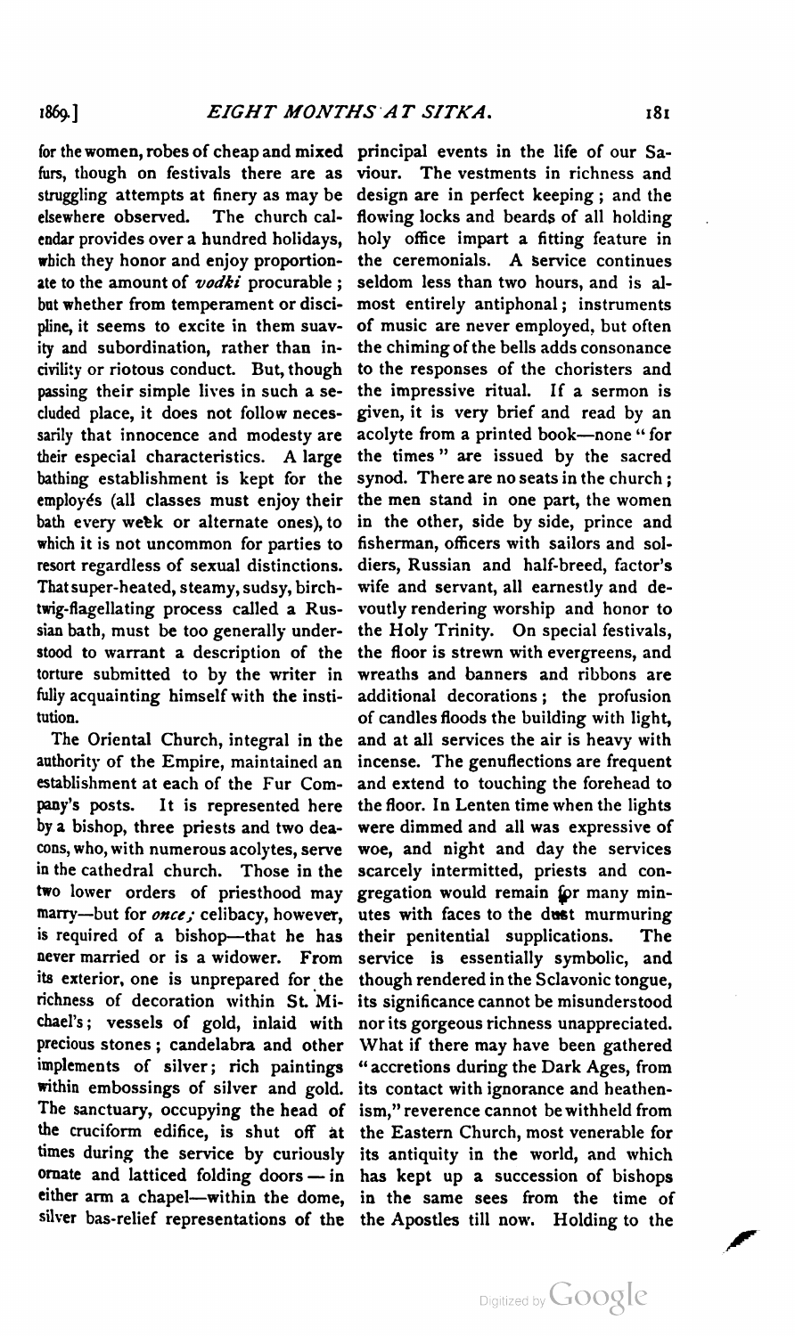for the women, robes of cheap and mixed furs, though on festivals there are as struggling attempts at finery as may be elsewhere observed. The church calendar provides over a hundred holidays, which they honor and enjoy proportionate to the amount of *vodki* procurable; but whether from temperament or discipline, it seems to excite in them suavity and subordination, rather than incivility or riotous conduct. But, though passing their simple lives in such a secluded place, it does not follow necessarily that innocence and modesty are their especial characteristics. A large bathing establishment is kept for the employés (all classes must enjoy their bath every week or alternate ones), to which it is not uncommon for parties to resort regardless of sexual distinctions. That super-heated, steamy, sudsy, birch-twig-flagellating process called a Russian bath, must be too generally understood to warrant a description of the torture submitted to by the writer in fully acquainting himself with the institution.

The Oriental Church, integral in the authority of the Empire, maintained an establishment at each of the Fur Company's posts. It is represented here by a bishop, three priests and two deacons, who, with numerous acolytes, serve in the cathedral church. Those in the two lower orders of priesthood may marry—but for *once*; celibacy, however, is required of a bishop—that he has never married or is a widower. From its exterior, one is unprepared for the richness of decoration within St. Michael's; vessels of gold, inlaid with precious stones; candelabra and other implements of silver; rich paintings within embossings of silver and gold. The sanctuary, occupying the head of the cruciform edifice, is shut off at times during the service by curiously ornate and latticed folding doors—in either arm a chapel—within the dome, silver bas-relief representations of the principal events in the life of our Saviour. The vestments in richness and design are in perfect keeping; and the flowing locks and beards of all holding holy office impart a fitting feature in the ceremonials. A service continues seldom less than two hours, and is almost entirely antiphonal; instruments of music are never employed, but often the chiming of the bells adds consonance to the responses of the choristers and the impressive ritual. If a sermon is given, it is very brief and read by an acolyte from a printed book—none "for the times" are issued by the sacred synod. There are no seats in the church; the men stand in one part, the women in the other, side by side, prince and fisherman, officers with sailors and soldiers, Russian and half-breed, factor's wife and servant, all earnestly and devoutly rendering worship and honor to the Holy Trinity. On special festivals, the floor is strewn with evergreens, and wreaths and banners and ribbons are additional decorations; the profusion of candles floods the building with light, and at all services the air is heavy with incense. The genuflections are frequent and extend to touching the forehead to the floor. In Lenten time when the lights were dimmed and all was expressive of woe, and night and day the services scarcely intermitted, priests and congregation would remain for many minutes with faces to the dust murmuring their penitential supplications. The service is essentially symbolic, and though rendered in the Sclavonic tongue, its significance cannot be misunderstood nor its gorgeous richness unappreciated. What if there may have been gathered "accretions during the Dark Ages, from its contact with ignorance and heathenism," reverence cannot be withheld from the Eastern Church, most venerable for its antiquity in the world, and which has kept up a succession of bishops in the same sees from the time of the Apostles till now. Holding to the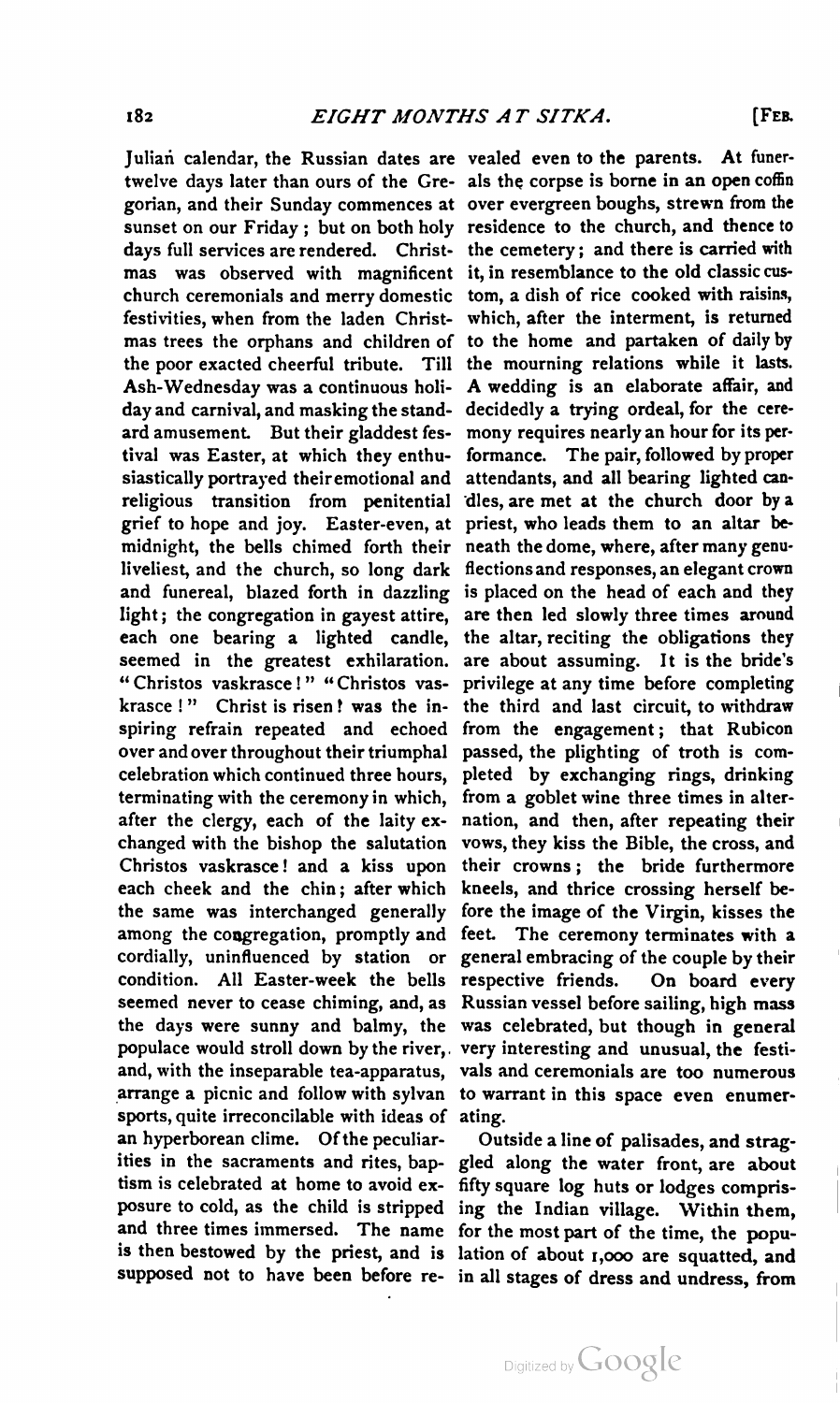Julian calendar, the Russian dates are twelve days later than ours of the Gregorian, and their Sunday commences at sunset on our Friday; but on both holy days full services are rendered. Christmas was observed with magnificent church ceremonials and merry domestic festivities, when from the laden Christmas trees the orphans and children of the poor exacted cheerful tribute. Till Ash-Wednesday was a continuous holiday and carnival, and masking the standard amusement. But their gladdest festival was Easter, at which they enthusiastically portrayed their emotional and religious transition from penitential grief to hope and joy. Easter-even, at midnight, the bells chimed forth their liveliest, and the church, so long dark and funereal, blazed forth in dazzling light; the congregation in gayest attire, each one bearing a lighted candle, seemed in the greatest exhilaration. "Christos vaskrasce!" "Christos vaskrasce!" Christ is risen! was the inspiring refrain repeated and echoed over and over throughout their triumphal celebration which continued three hours, terminating with the ceremony in which, after the clergy, each of the laity exchanged with the bishop the salutation Christos vaskrasce! and a kiss upon each cheek and the chin; after which the same was interchanged generally among the congregation, promptly and cordially, uninfluenced by station or condition. All Easter-week the bells seemed never to cease chiming, and, as the days were sunny and balmy, the populace would stroll down by the river, and, with the inseparable tea-apparatus, arrange a picnic and follow with sylvan sports, quite irreconcilable with ideas of an hyperborean clime. Of the peculiarities in the sacraments and rites, baptism is celebrated at home to avoid exposure to cold, as the child is stripped and three times immersed. The name is then bestowed by the priest, and is supposed not to have been before revealed even to the parents. At funerals the corpse is borne in an open coffin over evergreen boughs, strewn from the residence to the church, and thence to the cemetery; and there is carried with it, in resemblance to the old classic custom, a dish of rice cooked with raisins, which, after the interment, is returned to the home and partaken of daily by the mourning relations while it lasts. A wedding is an elaborate affair, and decidedly a trying ordeal, for the ceremony requires nearly an hour for its performance. The pair, followed by proper attendants, and all bearing lighted candles, are met at the church door by a priest, who leads them to an altar beneath the dome, where, after many genuflections and responses, an elegant crown is placed on the head of each and they are then led slowly three times around the altar, reciting the obligations they are about assuming. It is the bride's privilege at any time before completing the third and last circuit, to withdraw from the engagement; that Rubicon passed, the plighting of troth is completed by exchanging rings, drinking from a goblet wine three times in alternation, and then, after repeating their vows, they kiss the Bible, the cross, and their crowns; the bride furthermore kneels, and thrice crossing herself before the image of the Virgin, kisses the feet. The ceremony terminates with a general embracing of the couple by their respective friends. On board every Russian vessel before sailing, high mass was celebrated, but though in general very interesting and unusual, the festivals and ceremonials are too numerous to warrant in this space even enumerating.

Outside a line of palisades, and straggled along the water front, are about fifty square log huts or lodges comprising the Indian village. Within them, for the most part of the time, the population of about 1,000 are squatted, and in all stages of dress and undress, from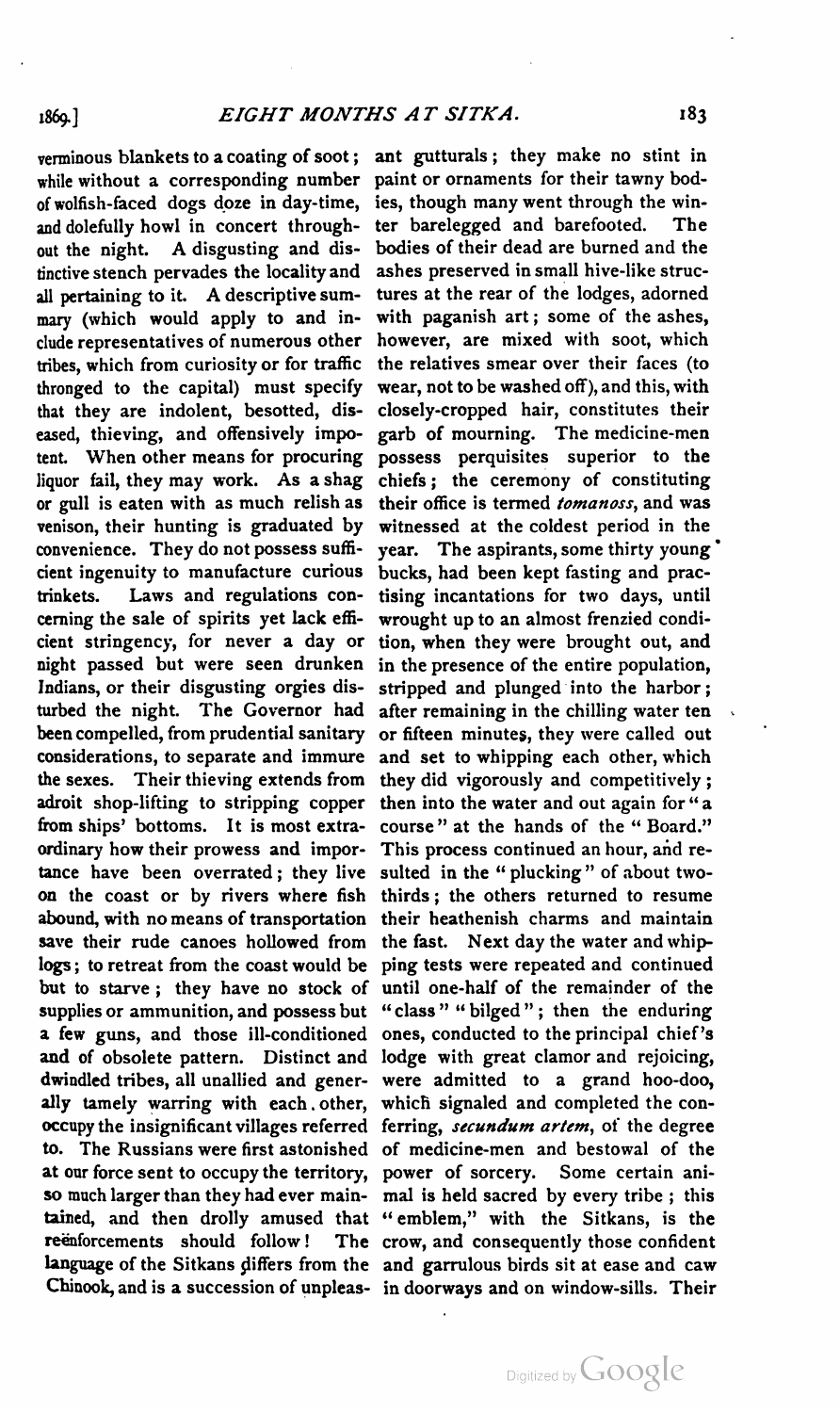verminous blankets to a coating of soot; while without a corresponding number of wolfish-faced dogs doze in day-time, and dolefully howl in concert throughout the night. A disgusting and distinctive stench pervades the locality and all pertaining to it. A descriptive summary (which would apply to and include representatives of numerous other tribes, which from curiosity or for traffic thronged to the capital) must specify that they are indolent, besotted, diseased, thieving, and offensively impotent. When other means for procuring liquor fail, they may work. As a shag or gull is eaten with as much relish as venison, their hunting is graduated by convenience. They do not possess sufficient ingenuity to manufacture curious trinkets. Laws and regulations concerning the sale of spirits yet lack efficient stringency, for never a day or night passed but were seen drunken Indians, or their disgusting orgies disturbed the night. The Governor had been compelled, from prudential sanitary considerations, to separate and immure the sexes. Their thieving extends from adroit shop-lifting to stripping copper from ships' bottoms. It is most extraordinary how their prowess and importance have been overrated; they live on the coast or by rivers where fish abound, with no means of transportation save their rude canoes hollowed from logs; to retreat from the coast would be but to starve; they have no stock of supplies or ammunition, and possess but a few guns, and those ill-conditioned and of obsolete pattern. Distinct and dwindled tribes, all unallied and generally tamely warring with each other, occupy the insignificant villages referred to. The Russians were first astonished at our force sent to occupy the territory, so much larger than they had ever maintained, and then drolly amused that reënforcements should follow! The language of the Sitkans differs from the Chinook, and is a succession of unpleasant gutturals; they make no stint in paint or ornaments for their tawny bodies, though many went through the winter barelegged and barefooted. The bodies of their dead are burned and the ashes preserved in small hive-like structures at the rear of the lodges, adorned with paganish art; some of the ashes, however, are mixed with soot, which the relatives smear over their faces (to wear, not to be washed off), and this, with closely-cropped hair, constitutes their garb of mourning. The medicine-men possess perquisites superior to the chiefs; the ceremony of constituting their office is termed *tomanoss*, and was witnessed at the coldest period in the year. The aspirants, some thirty young bucks, had been kept fasting and practising incantations for two days, until wrought up to an almost frenzied condition, when they were brought out, and in the presence of the entire population, stripped and plunged into the harbor; after remaining in the chilling water ten or fifteen minutes, they were called out and set to whipping each other, which they did vigorously and competitively; then into the water and out again for "a course" at the hands of the "Board." This process continued an hour, and resulted in the "plucking" of about two-thirds; the others returned to resume their heathenish charms and maintain the fast. Next day the water and whipping tests were repeated and continued until one-half of the remainder of the "class" "bilged"; then the enduring ones, conducted to the principal chief's lodge with great clamor and rejoicing, were admitted to a grand hoo-doo, which signaled and completed the conferring, *secundum artem*, of the degree of medicine-men and bestowal of the power of sorcery. Some certain animal is held sacred by every tribe; this "emblem," with the Sitkans, is the crow, and consequently those confident and garrulous birds sit at ease and caw in doorways and on window-sills. Their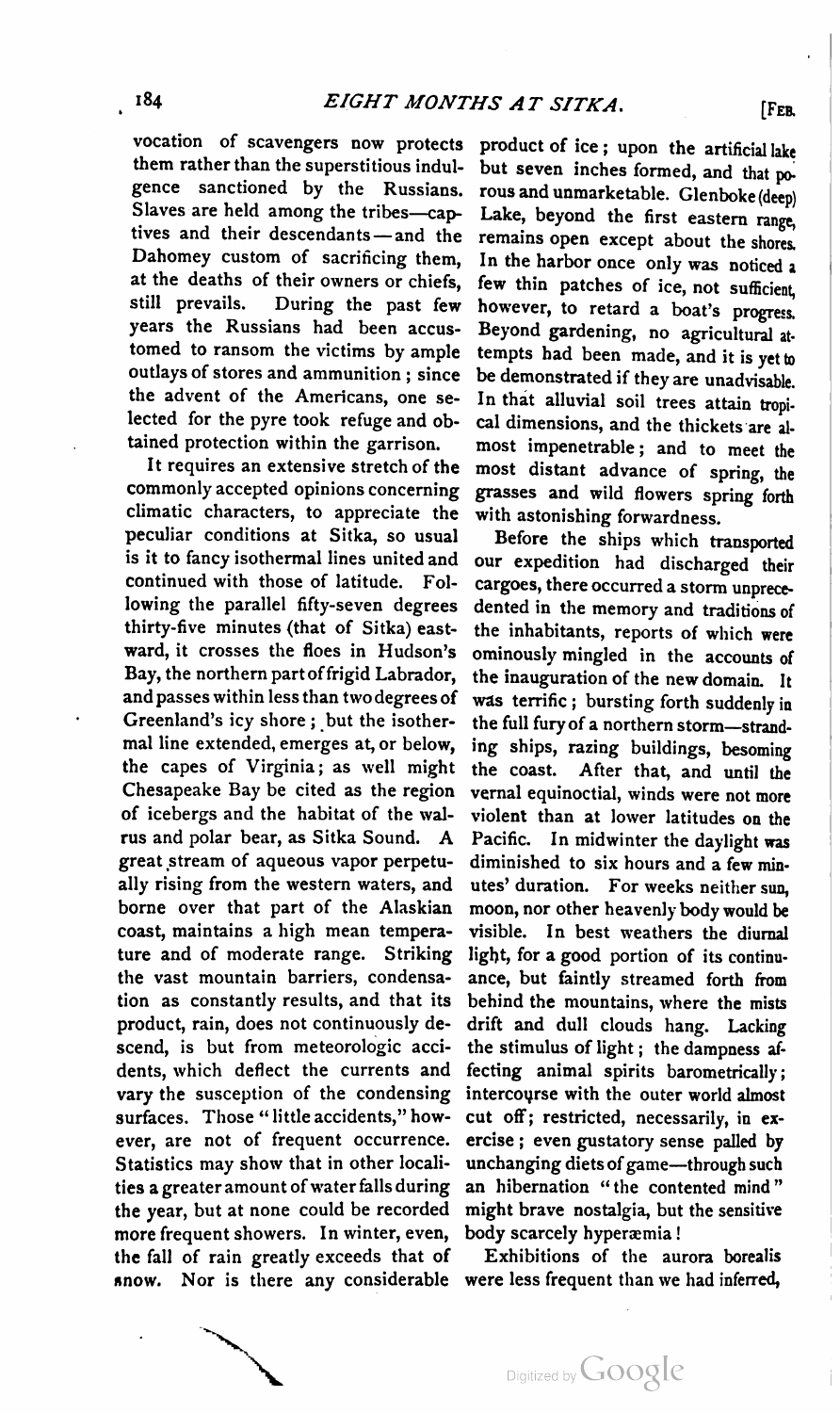vocation of scavengers now protects them rather than the superstitious indulgence sanctioned by the Russians. Slaves are held among the tribes—captives and their descendants—and the Dahomey custom of sacrificing them, at the deaths of their owners or chiefs, still prevails. During the past few years the Russians had been accustomed to ransom the victims by ample outlays of stores and ammunition; since the advent of the Americans, one selected for the pyre took refuge and obtained protection within the garrison.

It requires an extensive stretch of the commonly accepted opinions concerning climatic characters, to appreciate the peculiar conditions at Sitka, so usual is it to fancy isothermal lines united and continued with those of latitude. Following the parallel fifty-seven degrees thirty-five minutes (that of Sitka) eastward, it crosses the floes in Hudson's Bay, the northern part of frigid Labrador, and passes within less than two degrees of Greenland's icy shore; but the isothermal line extended, emerges at, or below, the capes of Virginia; as well might Chesapeake Bay be cited as the region of icebergs and the habitat of the walrus and polar bear, as Sitka Sound. A great stream of aqueous vapor perpetually rising from the western waters, and borne over that part of the Alaskian coast, maintains a high mean temperature and of moderate range. Striking the vast mountain barriers, condensation as constantly results, and that its product, rain, does not continuously descend, is but from meteorologic accidents, which deflect the currents and vary the susception of the condensing surfaces. Those "little accidents," however, are not of frequent occurrence. Statistics may show that in other localities a greater amount of water falls during the year, but at none could be recorded more frequent showers. In winter, even, the fall of rain greatly exceeds that of snow. Nor is there any considerable product of ice; upon the artificial lake but seven inches formed, and that porous and unmarketable. Glenboke (deep) Lake, beyond the first eastern range, remains open except about the shores. In the harbor once only was noticed a few thin patches of ice, not sufficient, however, to retard a boat's progress. Beyond gardening, no agricultural attempts had been made, and it is yet to be demonstrated if they are unadvisable. In that alluvial soil trees attain tropical dimensions, and the thickets are almost impenetrable; and to meet the most distant advance of spring, the grasses and wild flowers spring forth with astonishing forwardness.

Before the ships which transported our expedition had discharged their cargoes, there occurred a storm unprecedented in the memory and traditions of the inhabitants, reports of which were ominously mingled in the accounts of the inauguration of the new domain. It was terrific; bursting forth suddenly in the full fury of a northern storm—stranding ships, razing buildings, besoming the coast. After that, and until the vernal equinoctial, winds were not more violent than at lower latitudes on the Pacific. In midwinter the daylight was diminished to six hours and a few minutes' duration. For weeks neither sun, moon, nor other heavenly body would be visible. In best weathers the diurnal light, for a good portion of its continuance, but faintly streamed forth from behind the mountains, where the mists drift and dull clouds hang. Lacking the stimulus of light; the dampness affecting animal spirits barometrically; intercourse with the outer world almost cut off; restricted, necessarily, in exercise; even gustatory sense palled by unchanging diets of game—through such an hibernation "the contented mind" might brave nostalgia, but the sensitive body scarcely hyperæmia!

Exhibitions of the aurora borealis were less frequent than we had inferred,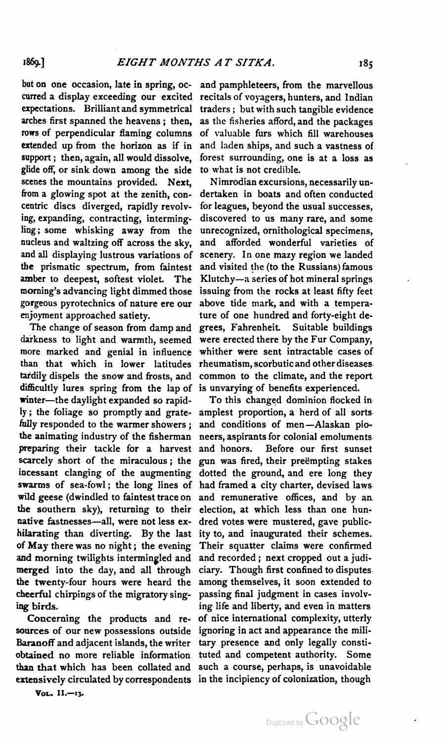but on one occasion, late in spring, occurred a display exceeding our excited expectations. Brilliant and symmetrical arches first spanned the heavens; then, rows of perpendicular flaming columns extended up from the horizon as if in support; then, again, all would dissolve, glide off, or sink down among the side scenes the mountains provided. Next, from a glowing spot at the zenith, concentric discs diverged, rapidly revolving, expanding, contracting, intermingling; some whisking away from the nucleus and waltzing off across the sky, and all displaying lustrous variations of the prismatic spectrum, from faintest amber to deepest, softest violet. The morning's advancing light dimmed those gorgeous pyrotechnics of nature ere our enjoyment approached satiety.

The change of season from damp and darkness to light and warmth, seemed more marked and genial in influence than that which in lower latitudes tardily dispels the snow and frosts, and difficultly lures spring from the lap of winter—the daylight expanded so rapidly; the foliage so promptly and gratefully responded to the warmer showers; the animating industry of the fisherman preparing their tackle for a harvest scarcely short of the miraculous; the incessant clanging of the augmenting swarms of sea-fowl; the long lines of wild geese (dwindled to faintest trace on the southern sky), returning to their native fastnesses—all, were not less exhilarating than diverting. By the last of May there was no night; the evening and morning twilights intermingled and merged into the day, and all through the twenty-four hours were heard the cheerful chirpings of the migratory singing birds.

Concerning the products and resources of our new possessions outside Baranoff and adjacent islands, the writer obtained no more reliable information than that which has been collated and extensively circulated by correspondents and pamphleteers, from the marvellous recitals of voyagers, hunters, and Indian traders; but with such tangible evidence as the fisheries afford, and the packages of valuable furs which fill warehouses and laden ships, and such a vastness of forest surrounding, one is at a loss as to what is not credible.

Nimrodian excursions, necessarily undertaken in boats and often conducted for leagues, beyond the usual successes, discovered to us many rare, and some unrecognized, ornithological specimens, and afforded wonderful varieties of scenery. In one mazy region we landed and visited the (to the Russians) famous Klutchy—a series of hot mineral springs issuing from the rocks at least fifty feet above tide mark, and with a temperature of one hundred and forty-eight degrees, Fahrenheit. Suitable buildings were erected there by the Fur Company, whither were sent intractable cases of rheumatism, scorbutic and other diseases common to the climate, and the report is unvarying of benefits experienced.

To this changed dominion flocked in amplest proportion, a herd of all sorts and conditions of men—Alaskan pioneers, aspirants for colonial emoluments and honors. Before our first sunset gun was fired, their preëmpting stakes dotted the ground, and ere long they had framed a city charter, devised laws and remunerative offices, and by an election, at which less than one hundred votes were mustered, gave publicity to, and inaugurated their schemes. Their squatter claims were confirmed and recorded; next cropped out a judiciary. Though first confined to disputes among themselves, it soon extended to passing final judgment in cases involving life and liberty, and even in matters of nice international complexity, utterly ignoring in act and appearance the military presence and only legally constituted and competent authority. Some such a course, perhaps, is unavoidable in the incipiency of colonization, though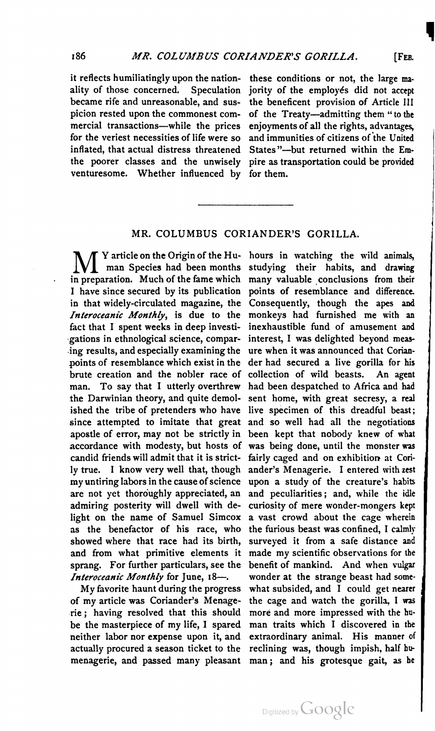it reflects humiliatingly upon the nationality of those concerned. Speculation became rife and unreasonable, and suspicion rested upon the commonest commercial transactions—while the prices for the veriest necessities of life were so inflated, that actual distress threatened the poorer classes and the unwisely venturesome. Whether influenced by these conditions or not, the large majority of the employés did not accept the beneficent provision of Article III of the Treaty—admitting them "to the enjoyments of all the rights, advantages, and immunities of citizens of the United States"—but returned within the Empire as transportation could be provided for them.

---

## MR. COLUMBUS CORIANDER'S GORILLA.

MY article on the Origin of the Human Species had been months in preparation. Much of the fame which I have since secured by its publication in that widely-circulated magazine, the *Interoceanic Monthly*, is due to the fact that I spent weeks in deep investigations in ethnological science, comparing results, and especially examining the points of resemblance which exist in the brute creation and the nobler race of man. To say that I utterly overthrew the Darwinian theory, and quite demolished the tribe of pretenders who have since attempted to imitate that great apostle of error, may not be strictly in accordance with modesty, but hosts of candid friends will admit that it is strictly true. I know very well that, though my untiring labors in the cause of science are not yet thoroughly appreciated, an admiring posterity will dwell with delight on the name of Samuel Simcox as the benefactor of his race, who showed where that race had its birth, and from what primitive elements it sprang. For further particulars, see the *Interoceanic Monthly* for June, 18—.

My favorite haunt during the progress of my article was Coriander's Menagerie; having resolved that this should be the masterpiece of my life, I spared neither labor nor expense upon it, and actually procured a season ticket to the menagerie, and passed many pleasant hours in watching the wild animals, studying their habits, and drawing many valuable conclusions from their points of resemblance and difference. Consequently, though the apes and monkeys had furnished me with an inexhaustible fund of amusement and interest, I was delighted beyond measure when it was announced that Coriander had secured a live gorilla for his collection of wild beasts. An agent had been despatched to Africa and had sent home, with great secresy, a real live specimen of this dreadful beast; and so well had all the negotiations been kept that nobody knew of what was being done, until the monster was fairly caged and on exhibition at Coriander's Menagerie. I entered with zest upon a study of the creature's habits and peculiarities; and, while the idle curiosity of mere wonder-mongers kept a vast crowd about the cage wherein the furious beast was confined, I calmly surveyed it from a safe distance and made my scientific observations for the benefit of mankind. And when vulgar wonder at the strange beast had somewhat subsided, and I could get nearer the cage and watch the gorilla, I was more and more impressed with the human traits which I discovered in the extraordinary animal. His manner of reclining was, though impish, half human; and his grotesque gait, as he